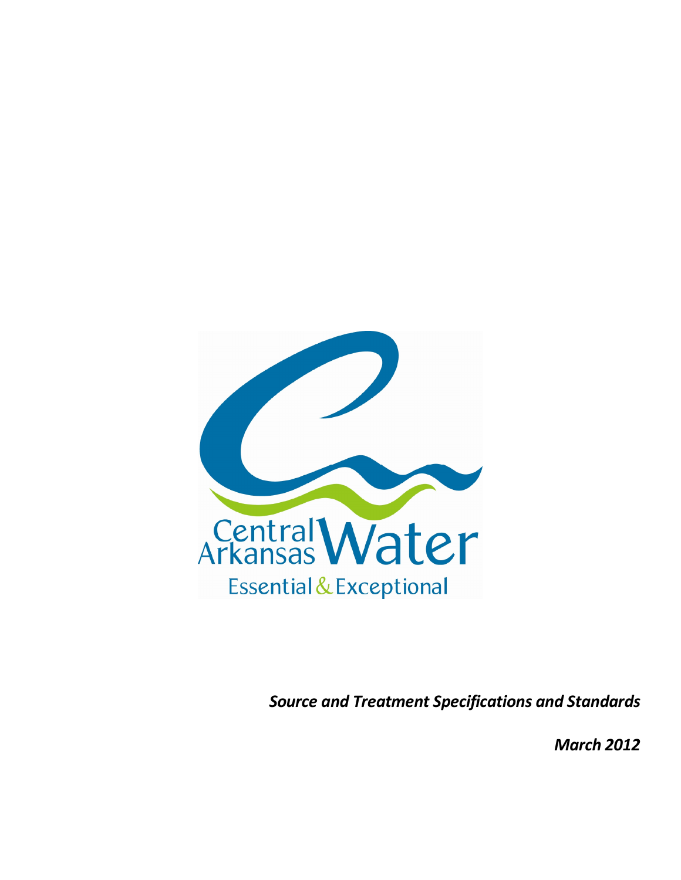Central Arkansas Water

Essential & Exceptional

***Source and Treatment Specifications and Standards***

***March 2012***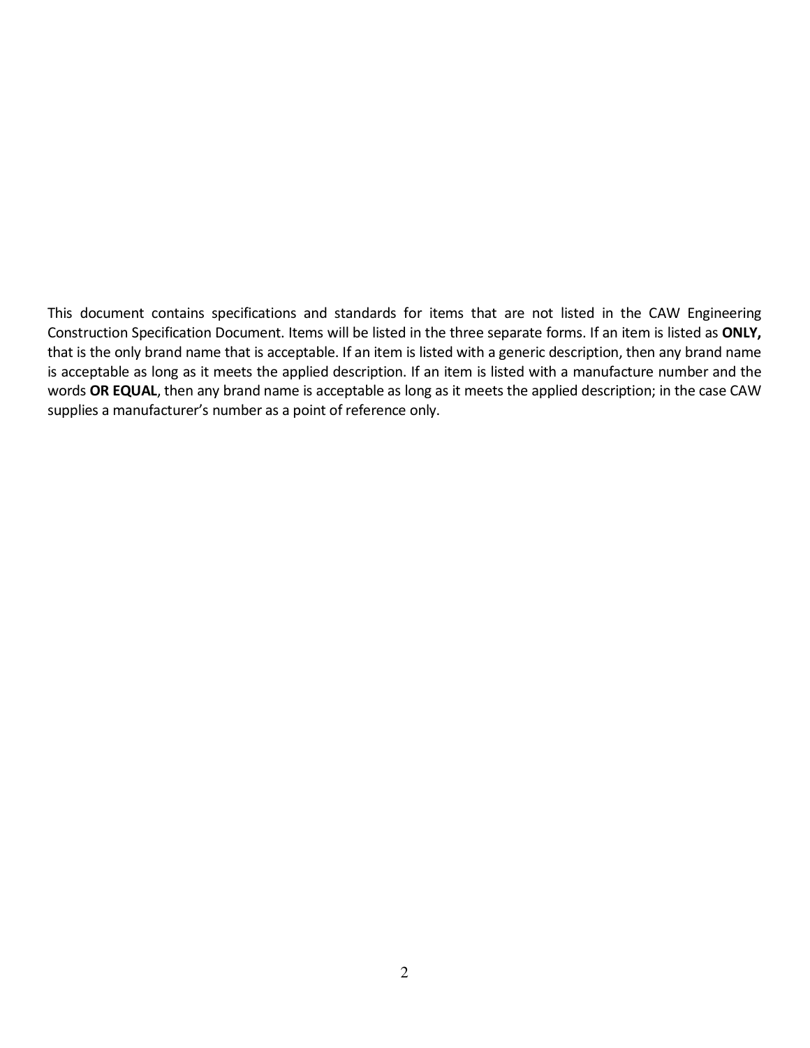This document contains specifications and standards for items that are not listed in the CAW Engineering Construction Specification Document. Items will be listed in the three separate forms. If an item is listed as **ONLY,** that is the only brand name that is acceptable. If an item is listed with a generic description, then any brand name is acceptable as long as it meets the applied description. If an item is listed with a manufacture number and the words **OR EQUAL**, then any brand name is acceptable as long as it meets the applied description; in the case CAW supplies a manufacturer's number as a point of reference only.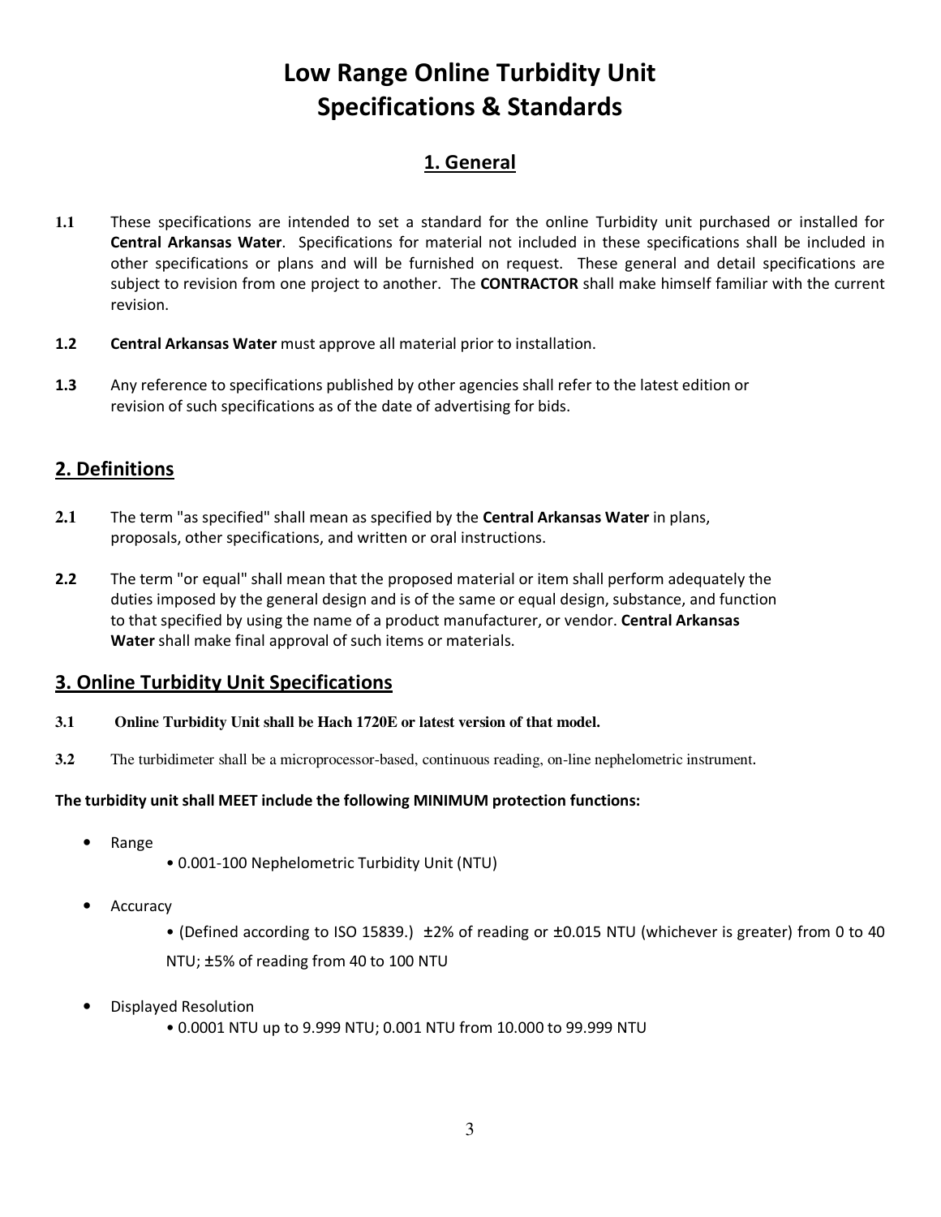# Low Range Online Turbidity Unit Specifications & Standards

## 1. General

**1.1** These specifications are intended to set a standard for the online Turbidity unit purchased or installed for **Central Arkansas Water**. Specifications for material not included in these specifications shall be included in other specifications or plans and will be furnished on request. These general and detail specifications are subject to revision from one project to another. The **CONTRACTOR** shall make himself familiar with the current revision.

**1.2** **Central Arkansas Water** must approve all material prior to installation.

**1.3** Any reference to specifications published by other agencies shall refer to the latest edition or revision of such specifications as of the date of advertising for bids.

## 2. Definitions

**2.1** The term "as specified" shall mean as specified by the **Central Arkansas Water** in plans, proposals, other specifications, and written or oral instructions.

**2.2** The term "or equal" shall mean that the proposed material or item shall perform adequately the duties imposed by the general design and is of the same or equal design, substance, and function to that specified by using the name of a product manufacturer, or vendor. **Central Arkansas Water** shall make final approval of such items or materials.

## 3. Online Turbidity Unit Specifications

**3.1** **Online Turbidity Unit shall be Hach 1720E or latest version of that model.**

**3.2** The turbidimeter shall be a microprocessor-based, continuous reading, on-line nephelometric instrument.

**The turbidity unit shall MEET include the following MINIMUM protection functions:**

- Range
  - 0.001-100 Nephelometric Turbidity Unit (NTU)
- Accuracy
  - (Defined according to ISO 15839.) ±2% of reading or ±0.015 NTU (whichever is greater) from 0 to 40 NTU; ±5% of reading from 40 to 100 NTU
- Displayed Resolution
  - 0.0001 NTU up to 9.999 NTU; 0.001 NTU from 10.000 to 99.999 NTU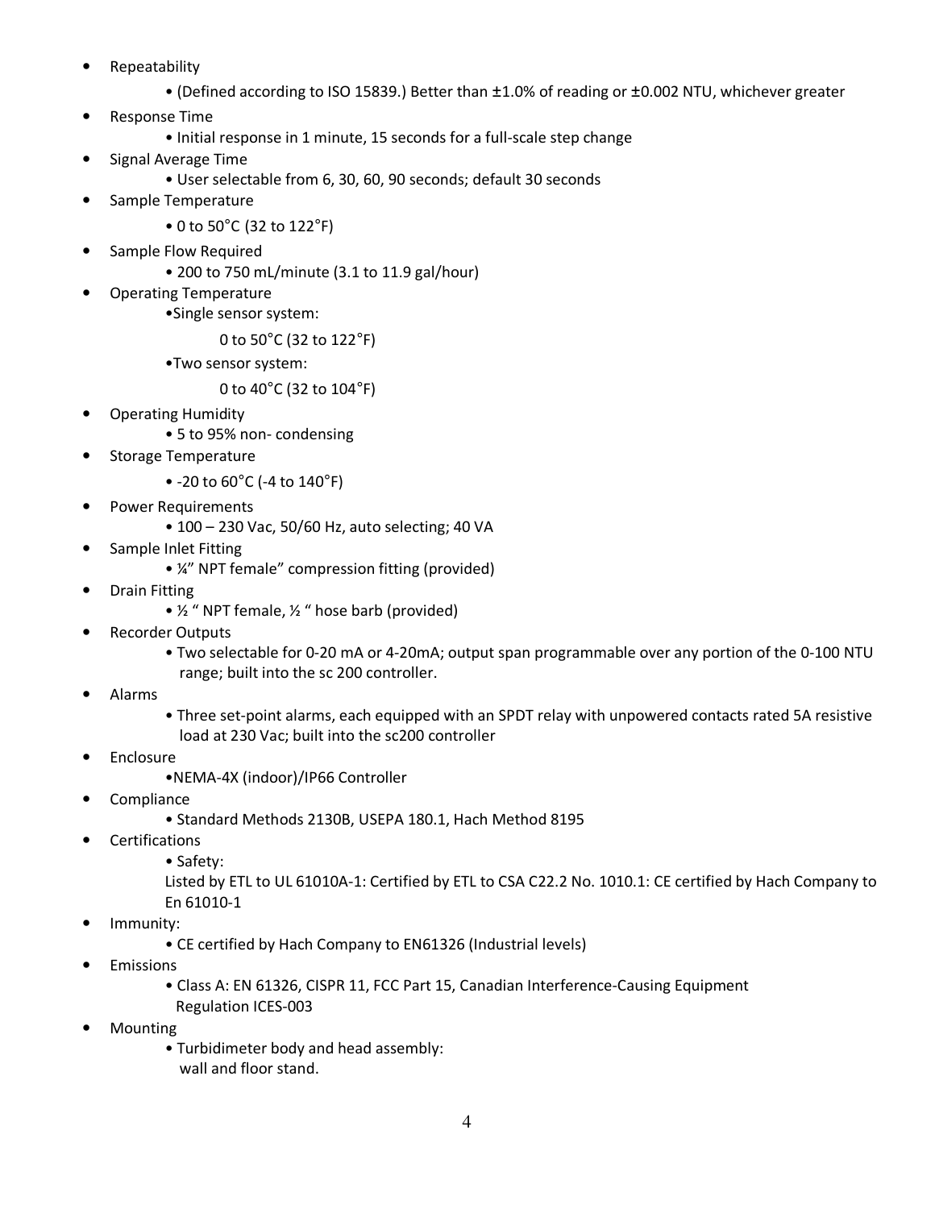- Repeatability
    - (Defined according to ISO 15839.) Better than ±1.0% of reading or ±0.002 NTU, whichever greater
- Response Time
    - Initial response in 1 minute, 15 seconds for a full-scale step change
- Signal Average Time
    - User selectable from 6, 30, 60, 90 seconds; default 30 seconds
- Sample Temperature
    - 0 to 50°C (32 to 122°F)
- Sample Flow Required
    - 200 to 750 mL/minute (3.1 to 11.9 gal/hour)
- Operating Temperature
    - Single sensor system:

      0 to 50°C (32 to 122°F)
    - Two sensor system:

      0 to 40°C (32 to 104°F)
- Operating Humidity
    - 5 to 95% non- condensing
- Storage Temperature
    - -20 to 60°C (-4 to 140°F)
- Power Requirements
    - 100 – 230 Vac, 50/60 Hz, auto selecting; 40 VA
- Sample Inlet Fitting
    - ¼" NPT female" compression fitting (provided)
- Drain Fitting
    - ½ " NPT female, ½ " hose barb (provided)
- Recorder Outputs
    - Two selectable for 0-20 mA or 4-20mA; output span programmable over any portion of the 0-100 NTU range; built into the sc 200 controller.
- Alarms
    - Three set-point alarms, each equipped with an SPDT relay with unpowered contacts rated 5A resistive load at 230 Vac; built into the sc200 controller
- Enclosure
    - NEMA-4X (indoor)/IP66 Controller
- Compliance
    - Standard Methods 2130B, USEPA 180.1, Hach Method 8195
- Certifications
    - Safety:

      Listed by ETL to UL 61010A-1: Certified by ETL to CSA C22.2 No. 1010.1: CE certified by Hach Company to En 61010-1
- Immunity:
    - CE certified by Hach Company to EN61326 (Industrial levels)
- Emissions
    - Class A: EN 61326, CISPR 11, FCC Part 15, Canadian Interference-Causing Equipment Regulation ICES-003
- Mounting
    - Turbidimeter body and head assembly:
      wall and floor stand.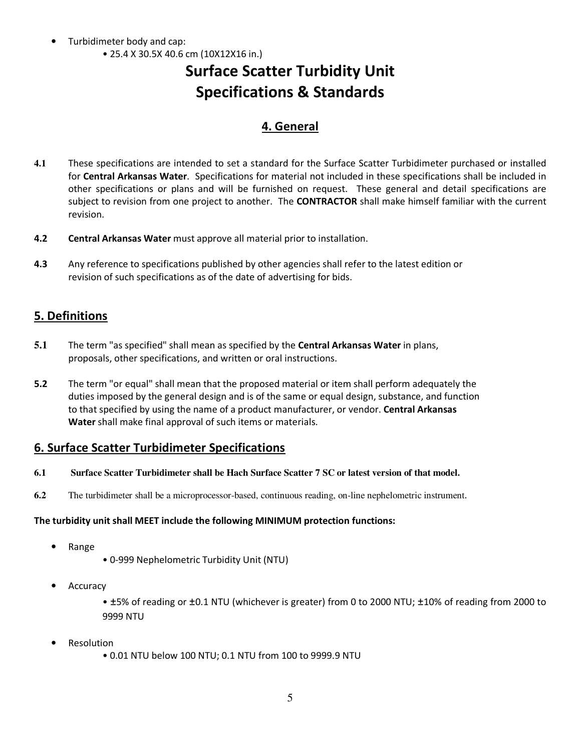- Turbidimeter body and cap:
    - 25.4 X 30.5X 40.6 cm (10X12X16 in.)

# Surface Scatter Turbidity Unit Specifications & Standards

## 4. General

**4.1** These specifications are intended to set a standard for the Surface Scatter Turbidimeter purchased or installed for **Central Arkansas Water**. Specifications for material not included in these specifications shall be included in other specifications or plans and will be furnished on request. These general and detail specifications are subject to revision from one project to another. The **CONTRACTOR** shall make himself familiar with the current revision.

**4.2** **Central Arkansas Water** must approve all material prior to installation.

**4.3** Any reference to specifications published by other agencies shall refer to the latest edition or revision of such specifications as of the date of advertising for bids.

## 5. Definitions

**5.1** The term "as specified" shall mean as specified by the **Central Arkansas Water** in plans, proposals, other specifications, and written or oral instructions.

**5.2** The term "or equal" shall mean that the proposed material or item shall perform adequately the duties imposed by the general design and is of the same or equal design, substance, and function to that specified by using the name of a product manufacturer, or vendor. **Central Arkansas Water** shall make final approval of such items or materials.

## 6. Surface Scatter Turbidimeter Specifications

**6.1 Surface Scatter Turbidimeter shall be Hach Surface Scatter 7 SC or latest version of that model.**

**6.2** The turbidimeter shall be a microprocessor-based, continuous reading, on-line nephelometric instrument.

**The turbidity unit shall MEET include the following MINIMUM protection functions:**

- Range
    - 0-999 Nephelometric Turbidity Unit (NTU)
- Accuracy
    - ±5% of reading or ±0.1 NTU (whichever is greater) from 0 to 2000 NTU; ±10% of reading from 2000 to 9999 NTU
- Resolution
    - 0.01 NTU below 100 NTU; 0.1 NTU from 100 to 9999.9 NTU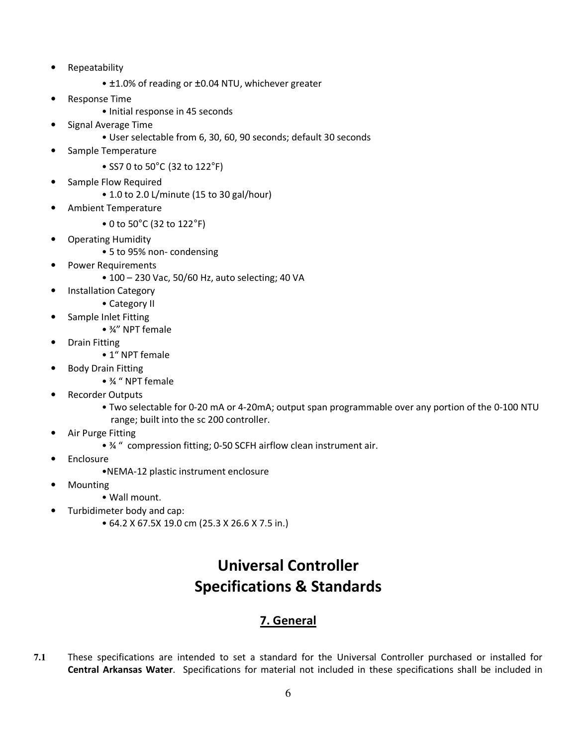- Repeatability
  - ±1.0% of reading or ±0.04 NTU, whichever greater
- Response Time
  - Initial response in 45 seconds
- Signal Average Time
  - User selectable from 6, 30, 60, 90 seconds; default 30 seconds
- Sample Temperature
  - SS7 0 to 50°C (32 to 122°F)
- Sample Flow Required
  - 1.0 to 2.0 L/minute (15 to 30 gal/hour)
- Ambient Temperature
  - 0 to 50°C (32 to 122°F)
- Operating Humidity
  - 5 to 95% non- condensing
- Power Requirements
  - 100 – 230 Vac, 50/60 Hz, auto selecting; 40 VA
- Installation Category
  - Category II
- Sample Inlet Fitting
  - ¾" NPT female
- Drain Fitting
  - 1" NPT female
- Body Drain Fitting
  - ¾ " NPT female
- Recorder Outputs
  - Two selectable for 0-20 mA or 4-20mA; output span programmable over any portion of the 0-100 NTU range; built into the sc 200 controller.
- Air Purge Fitting
  - ¾ " compression fitting; 0-50 SCFH airflow clean instrument air.
- Enclosure
  - NEMA-12 plastic instrument enclosure
- Mounting
  - Wall mount.
- Turbidimeter body and cap:
  - 64.2 X 67.5X 19.0 cm (25.3 X 26.6 X 7.5 in.)

# Universal Controller Specifications & Standards

## 7. General

**7.1** These specifications are intended to set a standard for the Universal Controller purchased or installed for **Central Arkansas Water**. Specifications for material not included in these specifications shall be included in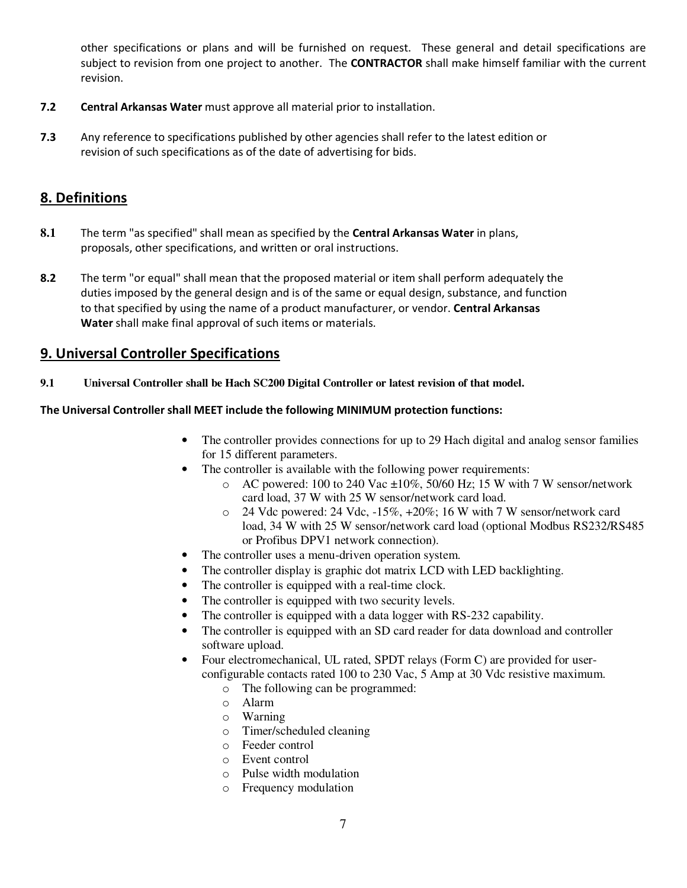other specifications or plans and will be furnished on request. These general and detail specifications are subject to revision from one project to another. The **CONTRACTOR** shall make himself familiar with the current revision.

**7.2** **Central Arkansas Water** must approve all material prior to installation.

**7.3** Any reference to specifications published by other agencies shall refer to the latest edition or revision of such specifications as of the date of advertising for bids.

## 8. Definitions

**8.1** The term "as specified" shall mean as specified by the **Central Arkansas Water** in plans, proposals, other specifications, and written or oral instructions.

**8.2** The term "or equal" shall mean that the proposed material or item shall perform adequately the duties imposed by the general design and is of the same or equal design, substance, and function to that specified by using the name of a product manufacturer, or vendor. **Central Arkansas Water** shall make final approval of such items or materials.

## 9. Universal Controller Specifications

**9.1 Universal Controller shall be Hach SC200 Digital Controller or latest revision of that model.**

**The Universal Controller shall MEET include the following MINIMUM protection functions:**

- The controller provides connections for up to 29 Hach digital and analog sensor families for 15 different parameters.
- The controller is available with the following power requirements:
  - AC powered: 100 to 240 Vac ±10%, 50/60 Hz; 15 W with 7 W sensor/network card load, 37 W with 25 W sensor/network card load.
  - 24 Vdc powered: 24 Vdc, -15%, +20%; 16 W with 7 W sensor/network card load, 34 W with 25 W sensor/network card load (optional Modbus RS232/RS485 or Profibus DPV1 network connection).
- The controller uses a menu-driven operation system.
- The controller display is graphic dot matrix LCD with LED backlighting.
- The controller is equipped with a real-time clock.
- The controller is equipped with two security levels.
- The controller is equipped with a data logger with RS-232 capability.
- The controller is equipped with an SD card reader for data download and controller software upload.
- Four electromechanical, UL rated, SPDT relays (Form C) are provided for user-configurable contacts rated 100 to 230 Vac, 5 Amp at 30 Vdc resistive maximum.
  - The following can be programmed:
  - Alarm
  - Warning
  - Timer/scheduled cleaning
  - Feeder control
  - Event control
  - Pulse width modulation
  - Frequency modulation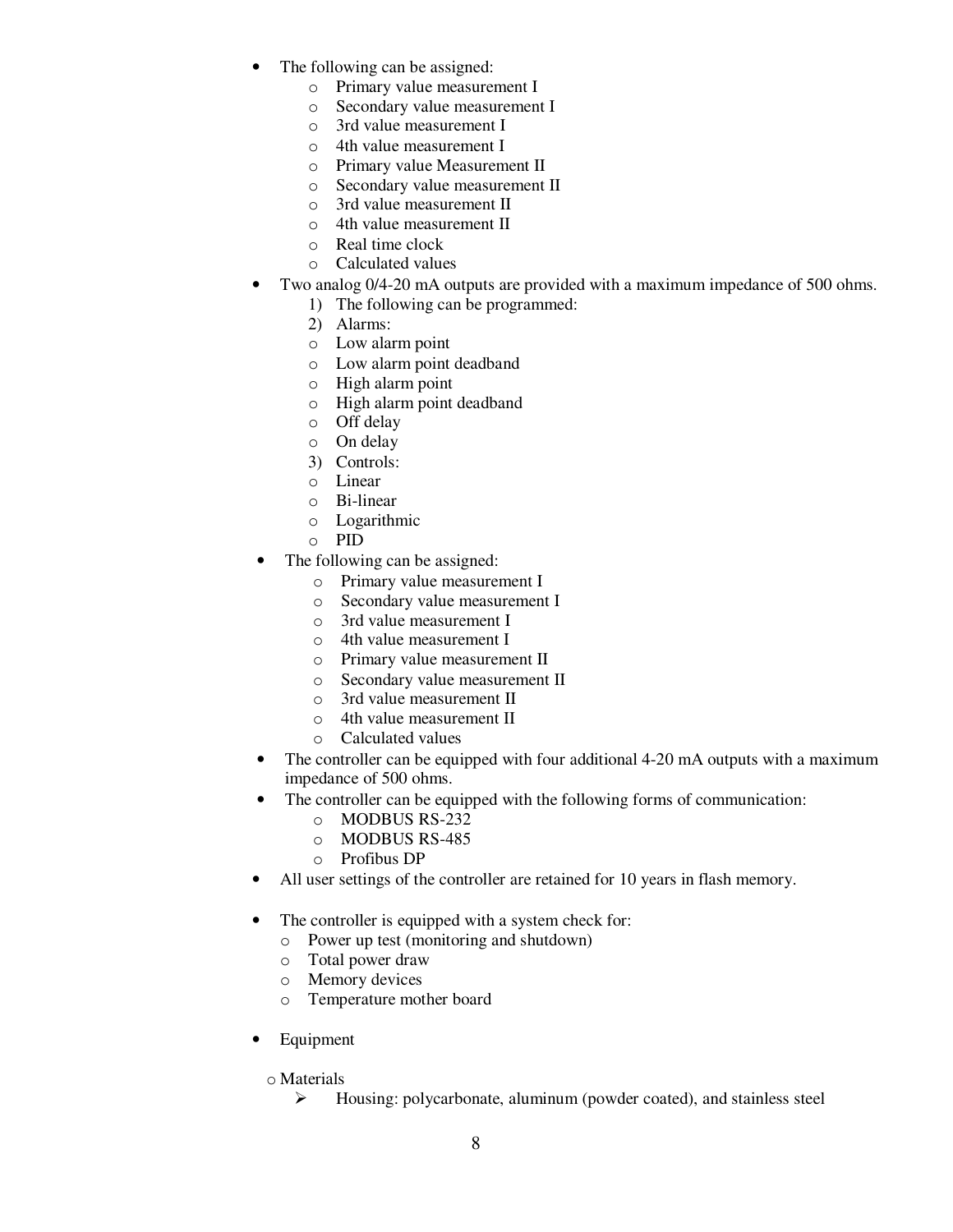- The following can be assigned:
  - Primary value measurement I
  - Secondary value measurement I
  - 3rd value measurement I
  - 4th value measurement I
  - Primary value Measurement II
  - Secondary value measurement II
  - 3rd value measurement II
  - 4th value measurement II
  - Real time clock
  - Calculated values
- Two analog 0/4-20 mA outputs are provided with a maximum impedance of 500 ohms.
  1) The following can be programmed:
  2) Alarms:
     - Low alarm point
     - Low alarm point deadband
     - High alarm point
     - High alarm point deadband
     - Off delay
     - On delay
  3) Controls:
     - Linear
     - Bi-linear
     - Logarithmic
     - PID
- The following can be assigned:
  - Primary value measurement I
  - Secondary value measurement I
  - 3rd value measurement I
  - 4th value measurement I
  - Primary value measurement II
  - Secondary value measurement II
  - 3rd value measurement II
  - 4th value measurement II
  - Calculated values
- The controller can be equipped with four additional 4-20 mA outputs with a maximum impedance of 500 ohms.
- The controller can be equipped with the following forms of communication:
  - MODBUS RS-232
  - MODBUS RS-485
  - Profibus DP
- All user settings of the controller are retained for 10 years in flash memory.

- The controller is equipped with a system check for:
  - Power up test (monitoring and shutdown)
  - Total power draw
  - Memory devices
  - Temperature mother board

- Equipment

  - Materials
    - Housing: polycarbonate, aluminum (powder coated), and stainless steel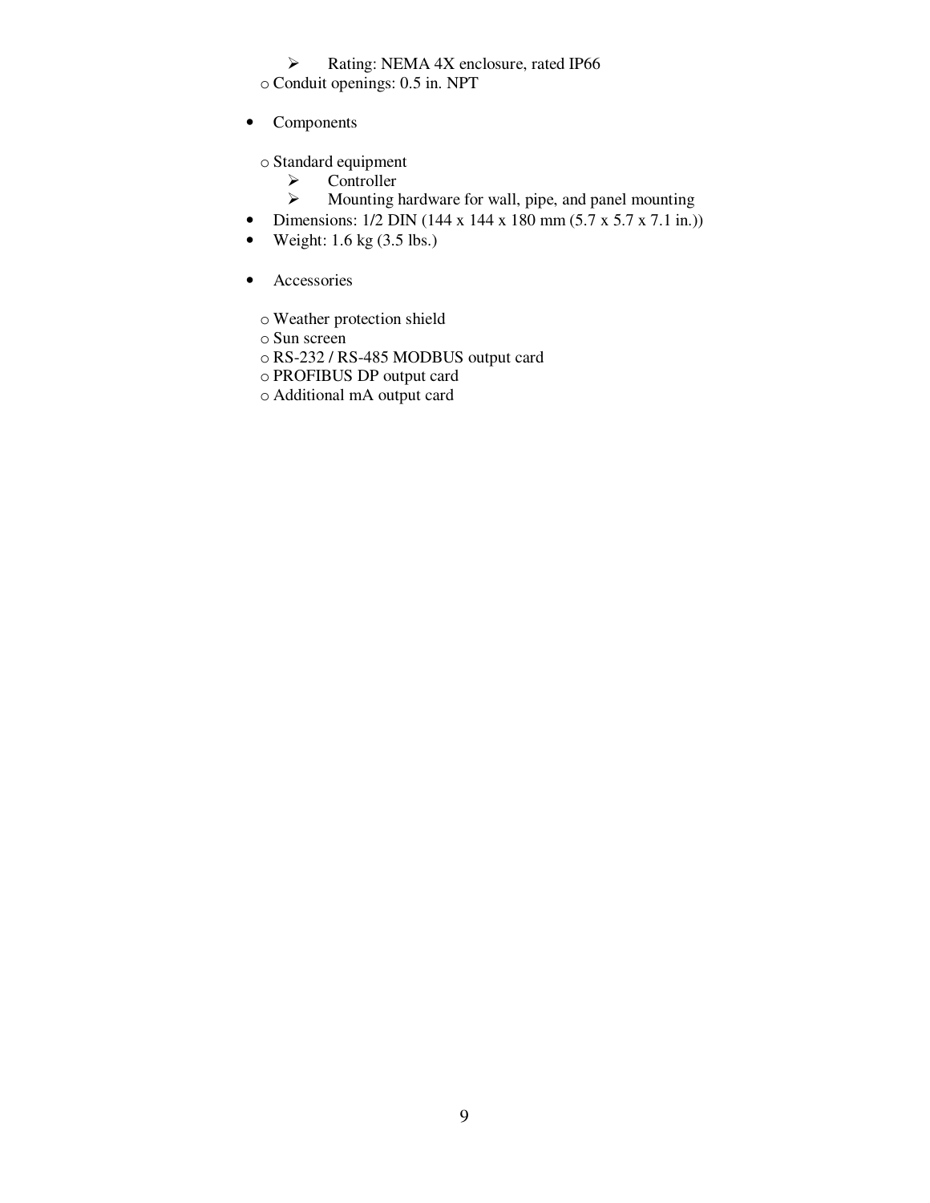- Rating: NEMA 4X enclosure, rated IP66
  - Conduit openings: 0.5 in. NPT

- Components

  - Standard equipment
    - Controller
    - Mounting hardware for wall, pipe, and panel mounting
- Dimensions: 1/2 DIN (144 x 144 x 180 mm (5.7 x 5.7 x 7.1 in.))
- Weight: 1.6 kg (3.5 lbs.)

- Accessories

  - Weather protection shield
  - Sun screen
  - RS-232 / RS-485 MODBUS output card
  - PROFIBUS DP output card
  - Additional mA output card